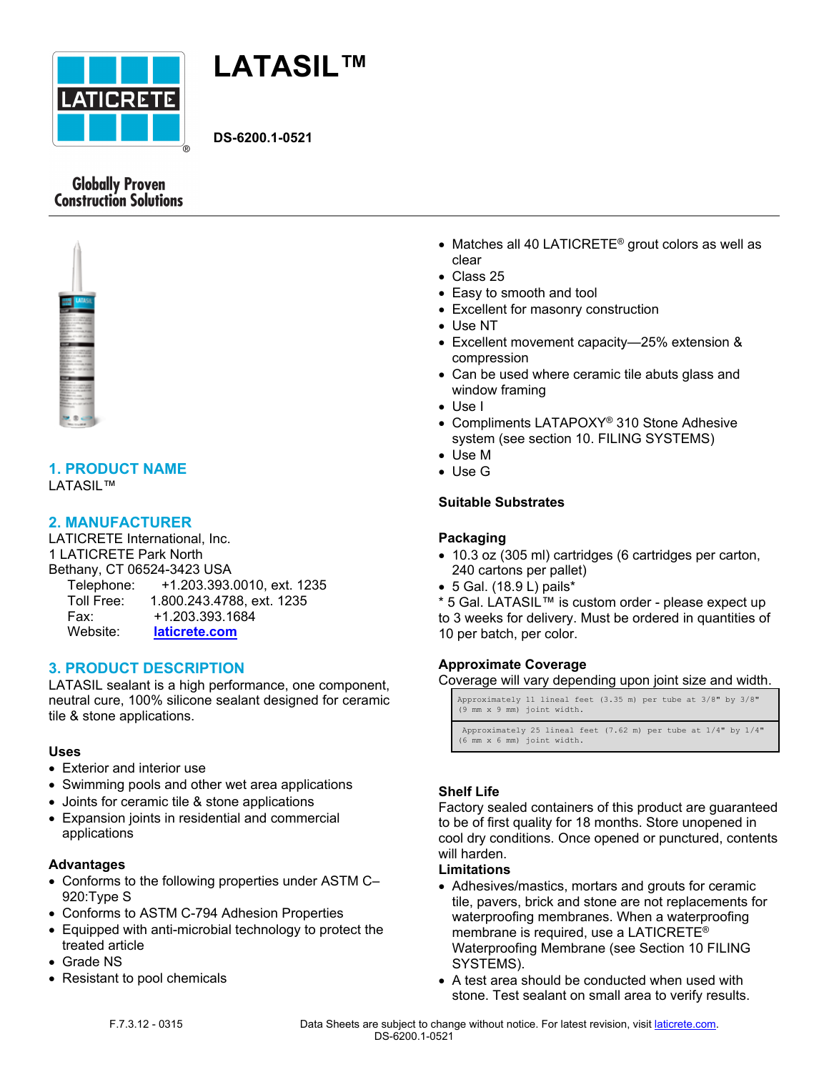# LATASIL™

**DS-6200.1-0521**

Globally Proven Construction Solutions

## 1. PRODUCT NAME

LATASIL™

## 2. MANUFACTURER

LATICRETE International, Inc.
1 LATICRETE Park North
Bethany, CT 06524-3423 USA

Telephone: +1.203.393.0010, ext. 1235
Toll Free: 1.800.243.4788, ext. 1235
Fax: +1.203.393.1684
Website: laticrete.com

## 3. PRODUCT DESCRIPTION

LATASIL sealant is a high performance, one component, neutral cure, 100% silicone sealant designed for ceramic tile & stone applications.

### Uses

- Exterior and interior use
- Swimming pools and other wet area applications
- Joints for ceramic tile & stone applications
- Expansion joints in residential and commercial applications

### Advantages

- Conforms to the following properties under ASTM C–920:Type S
- Conforms to ASTM C-794 Adhesion Properties
- Equipped with anti-microbial technology to protect the treated article
- Grade NS
- Resistant to pool chemicals
- Matches all 40 LATICRETE® grout colors as well as clear
- Class 25
- Easy to smooth and tool
- Excellent for masonry construction
- Use NT
- Excellent movement capacity—25% extension & compression
- Can be used where ceramic tile abuts glass and window framing
- Use I
- Compliments LATAPOXY® 310 Stone Adhesive system (see section 10. FILING SYSTEMS)
- Use M
- Use G

### Suitable Substrates

### Packaging

- 10.3 oz (305 ml) cartridges (6 cartridges per carton, 240 cartons per pallet)
- 5 Gal. (18.9 L) pails*

\* 5 Gal. LATASIL™ is custom order - please expect up to 3 weeks for delivery. Must be ordered in quantities of 10 per batch, per color.

### Approximate Coverage

Coverage will vary depending upon joint size and width.

| |
|---|
| Approximately 11 lineal feet (3.35 m) per tube at 3/8" by 3/8" (9 mm x 9 mm) joint width. |
| Approximately 25 lineal feet (7.62 m) per tube at 1/4" by 1/4" (6 mm x 6 mm) joint width. |

### Shelf Life

Factory sealed containers of this product are guaranteed to be of first quality for 18 months. Store unopened in cool dry conditions. Once opened or punctured, contents will harden.

### Limitations

- Adhesives/mastics, mortars and grouts for ceramic tile, pavers, brick and stone are not replacements for waterproofing membranes. When a waterproofing membrane is required, use a LATICRETE® Waterproofing Membrane (see Section 10 FILING SYSTEMS).
- A test area should be conducted when used with stone. Test sealant on small area to verify results.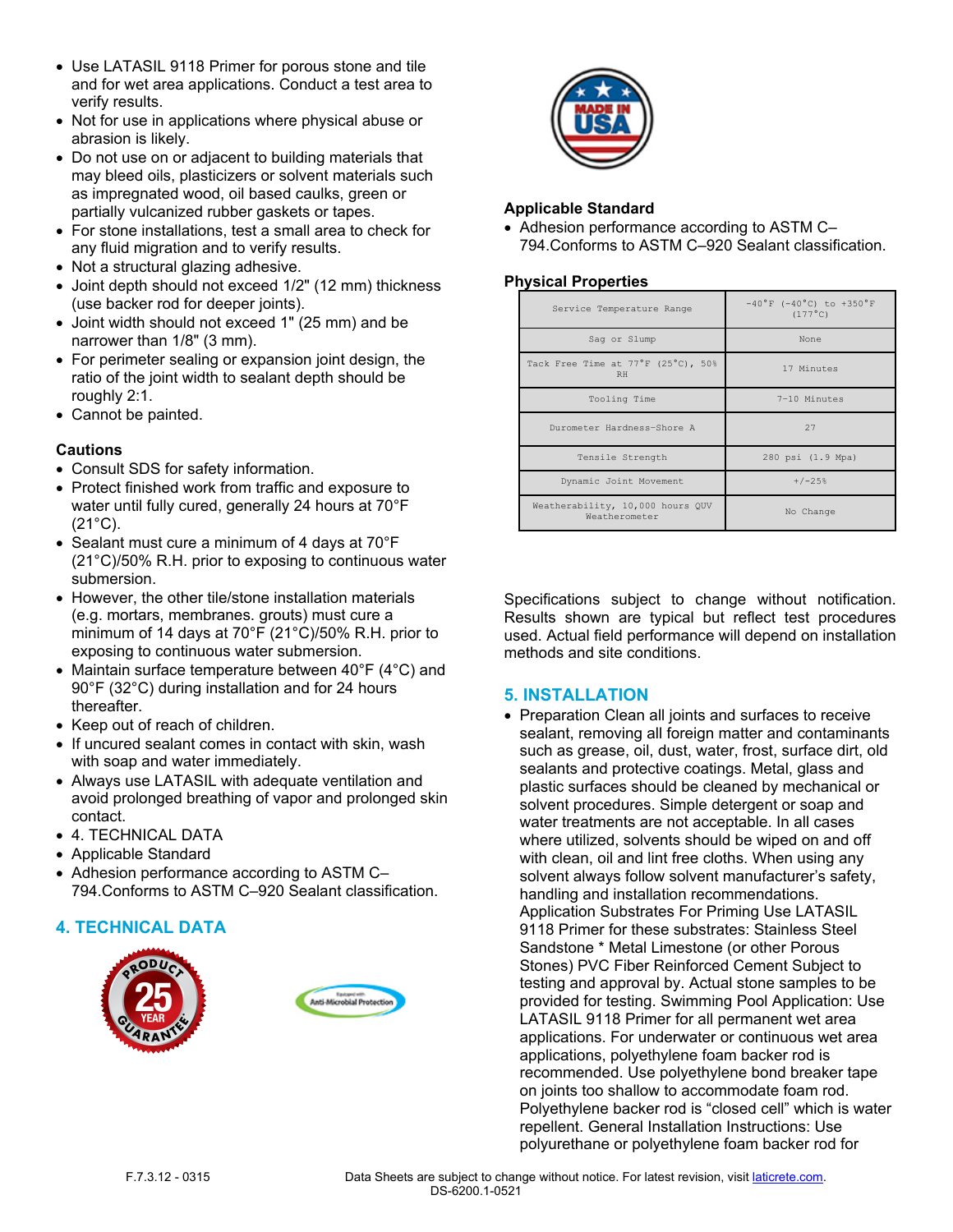- Use LATASIL 9118 Primer for porous stone and tile and for wet area applications. Conduct a test area to verify results.
- Not for use in applications where physical abuse or abrasion is likely.
- Do not use on or adjacent to building materials that may bleed oils, plasticizers or solvent materials such as impregnated wood, oil based caulks, green or partially vulcanized rubber gaskets or tapes.
- For stone installations, test a small area to check for any fluid migration and to verify results.
- Not a structural glazing adhesive.
- Joint depth should not exceed 1/2" (12 mm) thickness (use backer rod for deeper joints).
- Joint width should not exceed 1" (25 mm) and be narrower than 1/8" (3 mm).
- For perimeter sealing or expansion joint design, the ratio of the joint width to sealant depth should be roughly 2:1.
- Cannot be painted.

### Cautions

- Consult SDS for safety information.
- Protect finished work from traffic and exposure to water until fully cured, generally 24 hours at 70°F (21°C).
- Sealant must cure a minimum of 4 days at 70°F (21°C)/50% R.H. prior to exposing to continuous water submersion.
- However, the other tile/stone installation materials (e.g. mortars, membranes. grouts) must cure a minimum of 14 days at 70°F (21°C)/50% R.H. prior to exposing to continuous water submersion.
- Maintain surface temperature between 40°F (4°C) and 90°F (32°C) during installation and for 24 hours thereafter.
- Keep out of reach of children.
- If uncured sealant comes in contact with skin, wash with soap and water immediately.
- Always use LATASIL with adequate ventilation and avoid prolonged breathing of vapor and prolonged skin contact.
- 4. TECHNICAL DATA
- Applicable Standard
- Adhesion performance according to ASTM C–794.Conforms to ASTM C–920 Sealant classification.

## 4. TECHNICAL DATA

### Applicable Standard

- Adhesion performance according to ASTM C–794.Conforms to ASTM C–920 Sealant classification.

### Physical Properties

| Service Temperature Range | -40°F (-40°C) to +350°F (177°C) |
|---|---|
| Sag or Slump | None |
| Tack Free Time at 77°F (25°C), 50% RH | 17 Minutes |
| Tooling Time | 7-10 Minutes |
| Durometer Hardness-Shore A | 27 |
| Tensile Strength | 280 psi (1.9 Mpa) |
| Dynamic Joint Movement | +/-25% |
| Weatherability, 10,000 hours QUV Weatherometer | No Change |

Specifications subject to change without notification. Results shown are typical but reflect test procedures used. Actual field performance will depend on installation methods and site conditions.

## 5. INSTALLATION

- Preparation Clean all joints and surfaces to receive sealant, removing all foreign matter and contaminants such as grease, oil, dust, water, frost, surface dirt, old sealants and protective coatings. Metal, glass and plastic surfaces should be cleaned by mechanical or solvent procedures. Simple detergent or soap and water treatments are not acceptable. In all cases where utilized, solvents should be wiped on and off with clean, oil and lint free cloths. When using any solvent always follow solvent manufacturer's safety, handling and installation recommendations. Application Substrates For Priming Use LATASIL 9118 Primer for these substrates: Stainless Steel Sandstone * Metal Limestone (or other Porous Stones) PVC Fiber Reinforced Cement Subject to testing and approval by. Actual stone samples to be provided for testing. Swimming Pool Application: Use LATASIL 9118 Primer for all permanent wet area applications. For underwater or continuous wet area applications, polyethylene foam backer rod is recommended. Use polyethylene bond breaker tape on joints too shallow to accommodate foam rod. Polyethylene backer rod is "closed cell" which is water repellent. General Installation Instructions: Use polyurethane or polyethylene foam backer rod for

F.7.3.12 - 0315

Data Sheets are subject to change without notice. For latest revision, visit laticrete.com.
DS-6200.1-0521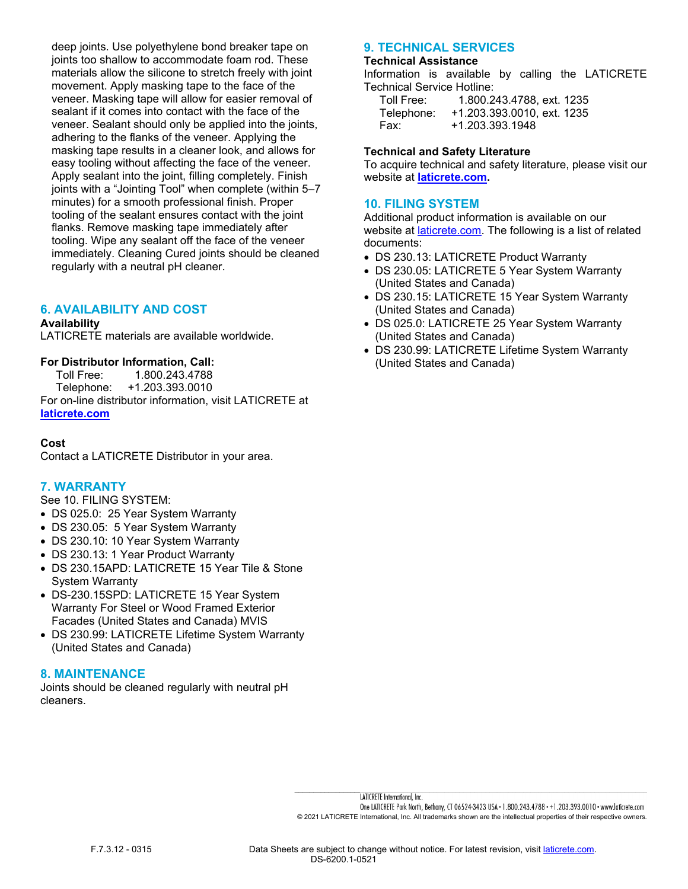deep joints. Use polyethylene bond breaker tape on joints too shallow to accommodate foam rod. These materials allow the silicone to stretch freely with joint movement. Apply masking tape to the face of the veneer. Masking tape will allow for easier removal of sealant if it comes into contact with the face of the veneer. Sealant should only be applied into the joints, adhering to the flanks of the veneer. Applying the masking tape results in a cleaner look, and allows for easy tooling without affecting the face of the veneer. Apply sealant into the joint, filling completely. Finish joints with a "Jointing Tool" when complete (within 5–7 minutes) for a smooth professional finish. Proper tooling of the sealant ensures contact with the joint flanks. Remove masking tape immediately after tooling. Wipe any sealant off the face of the veneer immediately. Cleaning Cured joints should be cleaned regularly with a neutral pH cleaner.

## 6. AVAILABILITY AND COST

**Availability**
LATICRETE materials are available worldwide.

**For Distributor Information, Call:**
Toll Free: 1.800.243.4788
Telephone: +1.203.393.0010
For on-line distributor information, visit LATICRETE at **laticrete.com**

**Cost**
Contact a LATICRETE Distributor in your area.

## 7. WARRANTY

See 10. FILING SYSTEM:

- DS 025.0: 25 Year System Warranty
- DS 230.05: 5 Year System Warranty
- DS 230.10: 10 Year System Warranty
- DS 230.13: 1 Year Product Warranty
- DS 230.15APD: LATICRETE 15 Year Tile & Stone System Warranty
- DS-230.15SPD: LATICRETE 15 Year System Warranty For Steel or Wood Framed Exterior Facades (United States and Canada) MVIS
- DS 230.99: LATICRETE Lifetime System Warranty (United States and Canada)

## 8. MAINTENANCE

Joints should be cleaned regularly with neutral pH cleaners.

## 9. TECHNICAL SERVICES

**Technical Assistance**
Information is available by calling the LATICRETE Technical Service Hotline:
Toll Free: 1.800.243.4788, ext. 1235
Telephone: +1.203.393.0010, ext. 1235
Fax: +1.203.393.1948

**Technical and Safety Literature**
To acquire technical and safety literature, please visit our website at **laticrete.com.**

## 10. FILING SYSTEM

Additional product information is available on our website at laticrete.com. The following is a list of related documents:

- DS 230.13: LATICRETE Product Warranty
- DS 230.05: LATICRETE 5 Year System Warranty (United States and Canada)
- DS 230.15: LATICRETE 15 Year System Warranty (United States and Canada)
- DS 025.0: LATICRETE 25 Year System Warranty (United States and Canada)
- DS 230.99: LATICRETE Lifetime System Warranty (United States and Canada)

LATICRETE International, Inc.
One LATICRETE Park North, Bethany, CT 06524-3423 USA • 1.800.243.4788 • +1.203.393.0010 • www.laticrete.com
© 2021 LATICRETE International, Inc. All trademarks shown are the intellectual properties of their respective owners.

F.7.3.12 - 0315

Data Sheets are subject to change without notice. For latest revision, visit laticrete.com.
DS-6200.1-0521